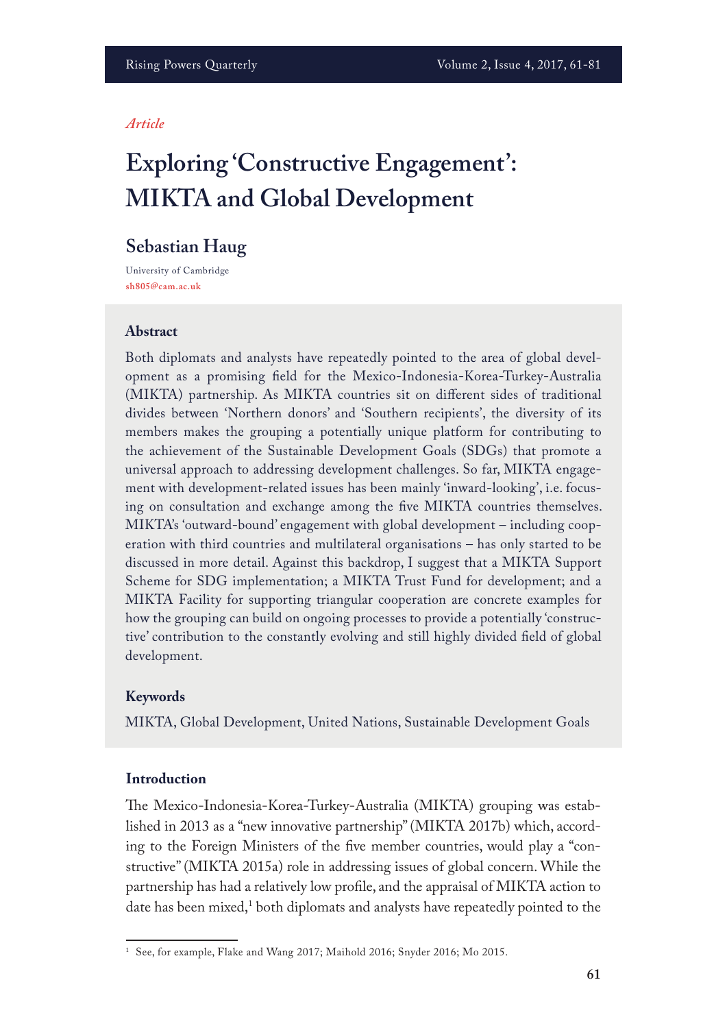*Article*

# Exploring 'Constructive Engagement': MIKTA and Global Development

## Sebastian Haug

University of Cambridge
sh805@cam.ac.uk

### Abstract

Both diplomats and analysts have repeatedly pointed to the area of global development as a promising field for the Mexico-Indonesia-Korea-Turkey-Australia (MIKTA) partnership. As MIKTA countries sit on different sides of traditional divides between 'Northern donors' and 'Southern recipients', the diversity of its members makes the grouping a potentially unique platform for contributing to the achievement of the Sustainable Development Goals (SDGs) that promote a universal approach to addressing development challenges. So far, MIKTA engagement with development-related issues has been mainly 'inward-looking', i.e. focusing on consultation and exchange among the five MIKTA countries themselves. MIKTA's 'outward-bound' engagement with global development – including cooperation with third countries and multilateral organisations – has only started to be discussed in more detail. Against this backdrop, I suggest that a MIKTA Support Scheme for SDG implementation; a MIKTA Trust Fund for development; and a MIKTA Facility for supporting triangular cooperation are concrete examples for how the grouping can build on ongoing processes to provide a potentially 'constructive' contribution to the constantly evolving and still highly divided field of global development.

### Keywords

MIKTA, Global Development, United Nations, Sustainable Development Goals

### Introduction

The Mexico-Indonesia-Korea-Turkey-Australia (MIKTA) grouping was established in 2013 as a "new innovative partnership" (MIKTA 2017b) which, according to the Foreign Ministers of the five member countries, would play a "constructive" (MIKTA 2015a) role in addressing issues of global concern. While the partnership has had a relatively low profile, and the appraisal of MIKTA action to date has been mixed,[1] both diplomats and analysts have repeatedly pointed to the

[1] See, for example, Flake and Wang 2017; Maihold 2016; Snyder 2016; Mo 2015.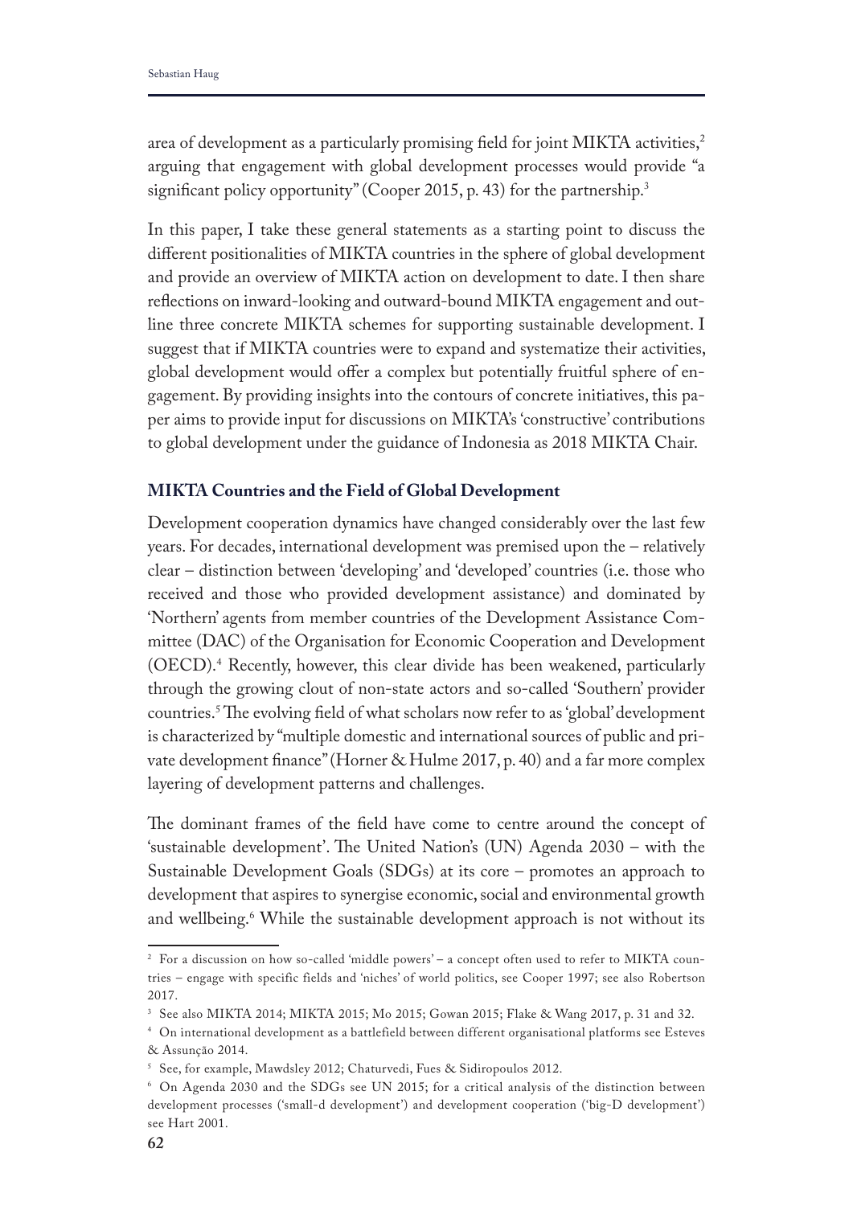area of development as a particularly promising field for joint MIKTA activities,[2] arguing that engagement with global development processes would provide "a significant policy opportunity" (Cooper 2015, p. 43) for the partnership.[3]

In this paper, I take these general statements as a starting point to discuss the different positionalities of MIKTA countries in the sphere of global development and provide an overview of MIKTA action on development to date. I then share reflections on inward-looking and outward-bound MIKTA engagement and outline three concrete MIKTA schemes for supporting sustainable development. I suggest that if MIKTA countries were to expand and systematize their activities, global development would offer a complex but potentially fruitful sphere of engagement. By providing insights into the contours of concrete initiatives, this paper aims to provide input for discussions on MIKTA's 'constructive' contributions to global development under the guidance of Indonesia as 2018 MIKTA Chair.

## MIKTA Countries and the Field of Global Development

Development cooperation dynamics have changed considerably over the last few years. For decades, international development was premised upon the – relatively clear – distinction between 'developing' and 'developed' countries (i.e. those who received and those who provided development assistance) and dominated by 'Northern' agents from member countries of the Development Assistance Committee (DAC) of the Organisation for Economic Cooperation and Development (OECD).[4] Recently, however, this clear divide has been weakened, particularly through the growing clout of non-state actors and so-called 'Southern' provider countries.[5] The evolving field of what scholars now refer to as 'global' development is characterized by "multiple domestic and international sources of public and private development finance" (Horner & Hulme 2017, p. 40) and a far more complex layering of development patterns and challenges.

The dominant frames of the field have come to centre around the concept of 'sustainable development'. The United Nation's (UN) Agenda 2030 – with the Sustainable Development Goals (SDGs) at its core – promotes an approach to development that aspires to synergise economic, social and environmental growth and wellbeing.[6] While the sustainable development approach is not without its

---

[2] For a discussion on how so-called 'middle powers' – a concept often used to refer to MIKTA countries – engage with specific fields and 'niches' of world politics, see Cooper 1997; see also Robertson 2017.

[3] See also MIKTA 2014; MIKTA 2015; Mo 2015; Gowan 2015; Flake & Wang 2017, p. 31 and 32.

[4] On international development as a battlefield between different organisational platforms see Esteves & Assunção 2014.

[5] See, for example, Mawdsley 2012; Chaturvedi, Fues & Sidiropoulos 2012.

[6] On Agenda 2030 and the SDGs see UN 2015; for a critical analysis of the distinction between development processes ('small-d development') and development cooperation ('big-D development') see Hart 2001.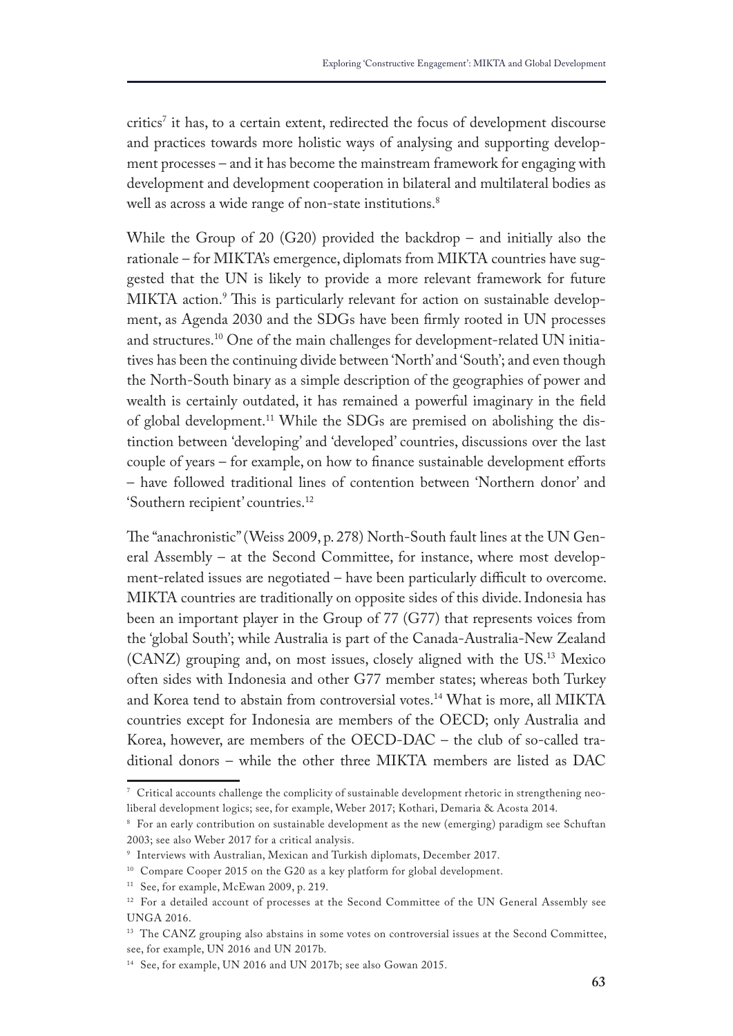critics[7] it has, to a certain extent, redirected the focus of development discourse and practices towards more holistic ways of analysing and supporting development processes – and it has become the mainstream framework for engaging with development and development cooperation in bilateral and multilateral bodies as well as across a wide range of non-state institutions.[8]

While the Group of 20 (G20) provided the backdrop – and initially also the rationale – for MIKTA's emergence, diplomats from MIKTA countries have suggested that the UN is likely to provide a more relevant framework for future MIKTA action.[9] This is particularly relevant for action on sustainable development, as Agenda 2030 and the SDGs have been firmly rooted in UN processes and structures.[10] One of the main challenges for development-related UN initiatives has been the continuing divide between 'North' and 'South'; and even though the North-South binary as a simple description of the geographies of power and wealth is certainly outdated, it has remained a powerful imaginary in the field of global development.[11] While the SDGs are premised on abolishing the distinction between 'developing' and 'developed' countries, discussions over the last couple of years – for example, on how to finance sustainable development efforts – have followed traditional lines of contention between 'Northern donor' and 'Southern recipient' countries.[12]

The "anachronistic" (Weiss 2009, p. 278) North-South fault lines at the UN General Assembly – at the Second Committee, for instance, where most development-related issues are negotiated – have been particularly difficult to overcome. MIKTA countries are traditionally on opposite sides of this divide. Indonesia has been an important player in the Group of 77 (G77) that represents voices from the 'global South'; while Australia is part of the Canada-Australia-New Zealand (CANZ) grouping and, on most issues, closely aligned with the US.[13] Mexico often sides with Indonesia and other G77 member states; whereas both Turkey and Korea tend to abstain from controversial votes.[14] What is more, all MIKTA countries except for Indonesia are members of the OECD; only Australia and Korea, however, are members of the OECD-DAC – the club of so-called traditional donors – while the other three MIKTA members are listed as DAC

---

[7] Critical accounts challenge the complicity of sustainable development rhetoric in strengthening neoliberal development logics; see, for example, Weber 2017; Kothari, Demaria & Acosta 2014.

[8] For an early contribution on sustainable development as the new (emerging) paradigm see Schuftan 2003; see also Weber 2017 for a critical analysis.

[9] Interviews with Australian, Mexican and Turkish diplomats, December 2017.

[10] Compare Cooper 2015 on the G20 as a key platform for global development.

[11] See, for example, McEwan 2009, p. 219.

[12] For a detailed account of processes at the Second Committee of the UN General Assembly see UNGA 2016.

[13] The CANZ grouping also abstains in some votes on controversial issues at the Second Committee, see, for example, UN 2016 and UN 2017b.

[14] See, for example, UN 2016 and UN 2017b; see also Gowan 2015.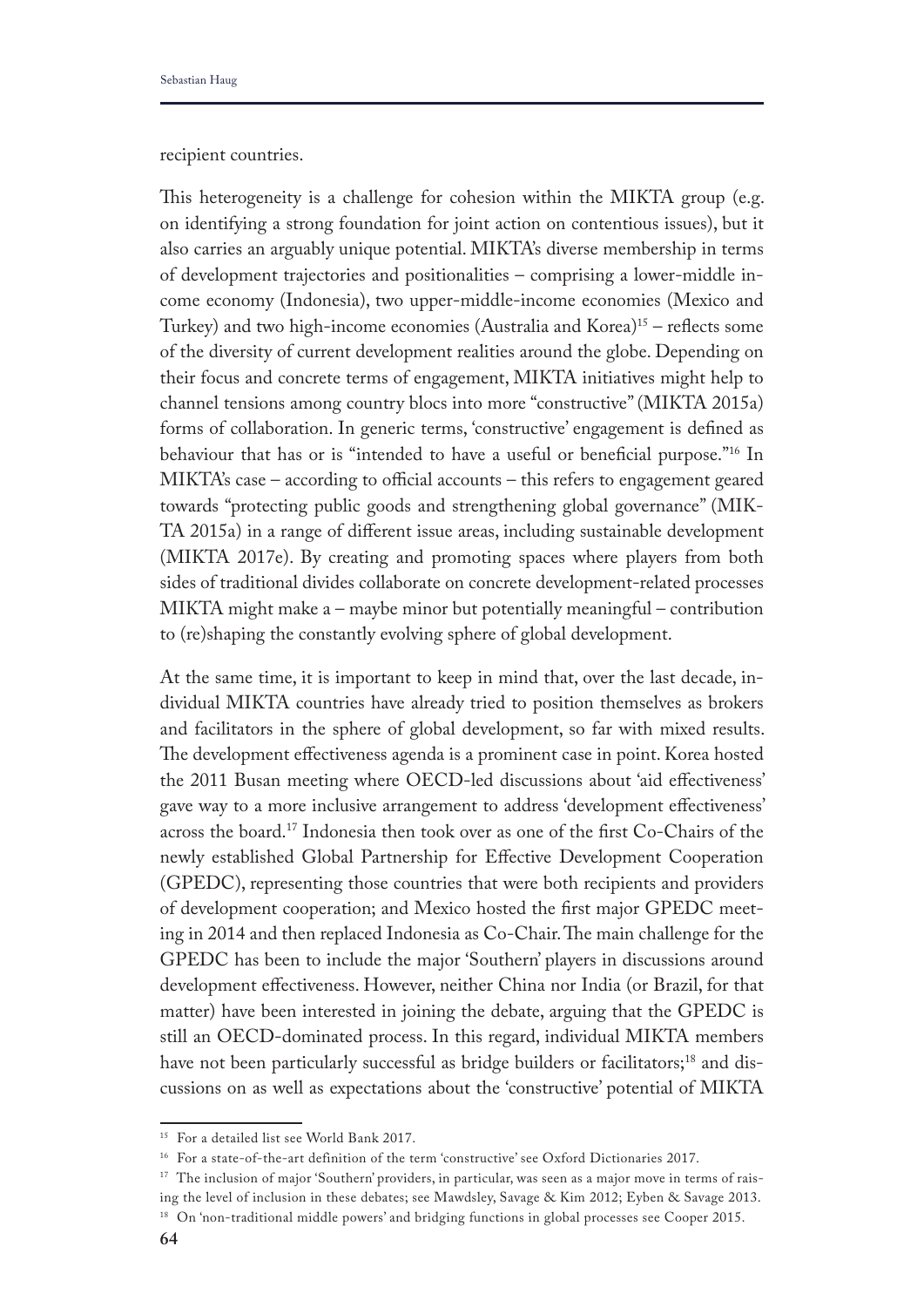recipient countries.

This heterogeneity is a challenge for cohesion within the MIKTA group (e.g. on identifying a strong foundation for joint action on contentious issues), but it also carries an arguably unique potential. MIKTA's diverse membership in terms of development trajectories and positionalities – comprising a lower-middle income economy (Indonesia), two upper-middle-income economies (Mexico and Turkey) and two high-income economies (Australia and Korea)[15] – reflects some of the diversity of current development realities around the globe. Depending on their focus and concrete terms of engagement, MIKTA initiatives might help to channel tensions among country blocs into more "constructive" (MIKTA 2015a) forms of collaboration. In generic terms, 'constructive' engagement is defined as behaviour that has or is "intended to have a useful or beneficial purpose."[16] In MIKTA's case – according to official accounts – this refers to engagement geared towards "protecting public goods and strengthening global governance" (MIKTA 2015a) in a range of different issue areas, including sustainable development (MIKTA 2017e). By creating and promoting spaces where players from both sides of traditional divides collaborate on concrete development-related processes MIKTA might make a – maybe minor but potentially meaningful – contribution to (re)shaping the constantly evolving sphere of global development.

At the same time, it is important to keep in mind that, over the last decade, individual MIKTA countries have already tried to position themselves as brokers and facilitators in the sphere of global development, so far with mixed results. The development effectiveness agenda is a prominent case in point. Korea hosted the 2011 Busan meeting where OECD-led discussions about 'aid effectiveness' gave way to a more inclusive arrangement to address 'development effectiveness' across the board.[17] Indonesia then took over as one of the first Co-Chairs of the newly established Global Partnership for Effective Development Cooperation (GPEDC), representing those countries that were both recipients and providers of development cooperation; and Mexico hosted the first major GPEDC meeting in 2014 and then replaced Indonesia as Co-Chair. The main challenge for the GPEDC has been to include the major 'Southern' players in discussions around development effectiveness. However, neither China nor India (or Brazil, for that matter) have been interested in joining the debate, arguing that the GPEDC is still an OECD-dominated process. In this regard, individual MIKTA members have not been particularly successful as bridge builders or facilitators;[18] and discussions on as well as expectations about the 'constructive' potential of MIKTA

[15] For a detailed list see World Bank 2017.

[16] For a state-of-the-art definition of the term 'constructive' see Oxford Dictionaries 2017.

[17] The inclusion of major 'Southern' providers, in particular, was seen as a major move in terms of raising the level of inclusion in these debates; see Mawdsley, Savage & Kim 2012; Eyben & Savage 2013.

[18] On 'non-traditional middle powers' and bridging functions in global processes see Cooper 2015.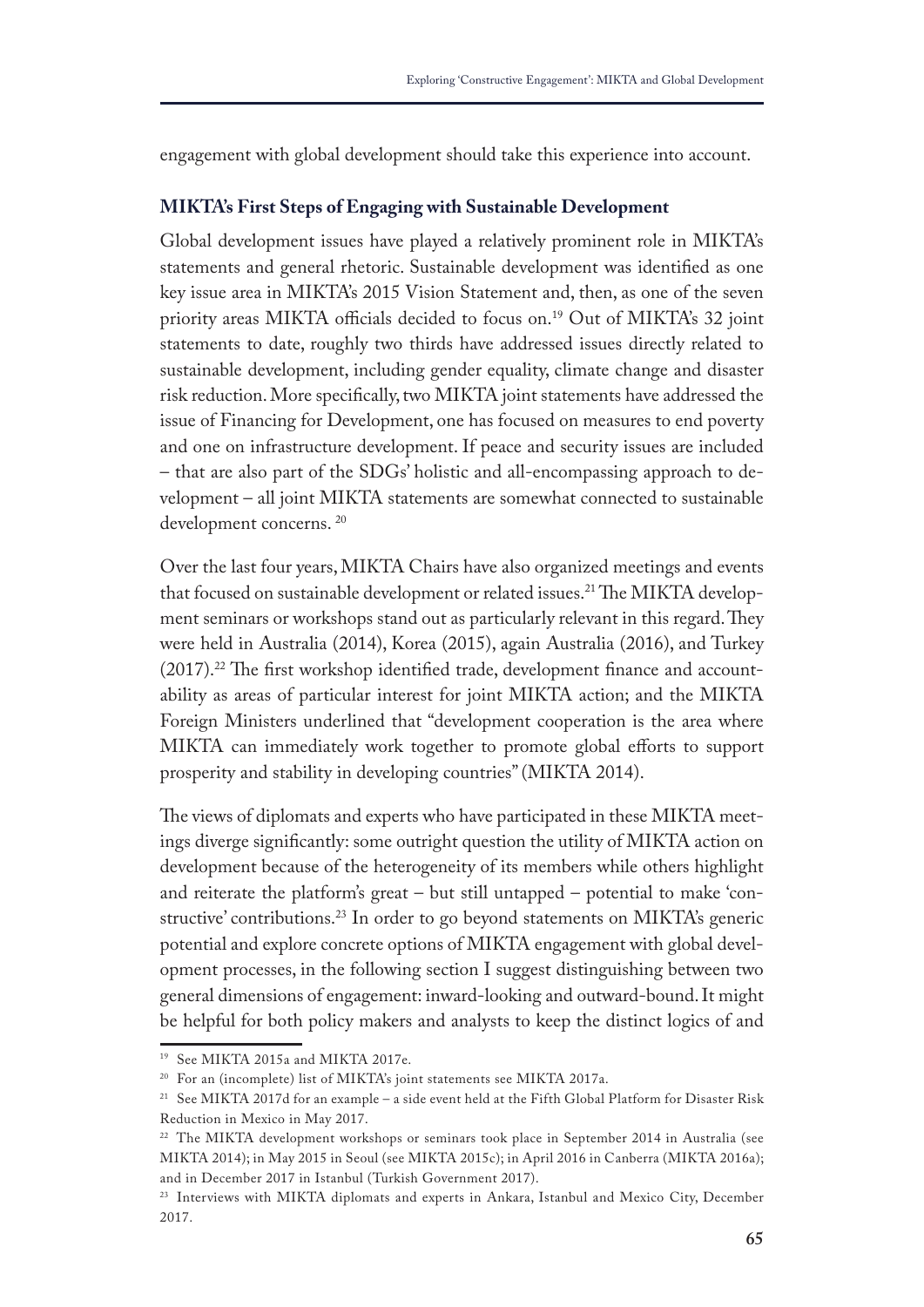engagement with global development should take this experience into account.

**MIKTA's First Steps of Engaging with Sustainable Development**

Global development issues have played a relatively prominent role in MIKTA's statements and general rhetoric. Sustainable development was identified as one key issue area in MIKTA's 2015 Vision Statement and, then, as one of the seven priority areas MIKTA officials decided to focus on.[19] Out of MIKTA's 32 joint statements to date, roughly two thirds have addressed issues directly related to sustainable development, including gender equality, climate change and disaster risk reduction. More specifically, two MIKTA joint statements have addressed the issue of Financing for Development, one has focused on measures to end poverty and one on infrastructure development. If peace and security issues are included – that are also part of the SDGs' holistic and all-encompassing approach to development – all joint MIKTA statements are somewhat connected to sustainable development concerns. [20]

Over the last four years, MIKTA Chairs have also organized meetings and events that focused on sustainable development or related issues.[21] The MIKTA development seminars or workshops stand out as particularly relevant in this regard. They were held in Australia (2014), Korea (2015), again Australia (2016), and Turkey (2017).[22] The first workshop identified trade, development finance and accountability as areas of particular interest for joint MIKTA action; and the MIKTA Foreign Ministers underlined that "development cooperation is the area where MIKTA can immediately work together to promote global efforts to support prosperity and stability in developing countries" (MIKTA 2014).

The views of diplomats and experts who have participated in these MIKTA meetings diverge significantly: some outright question the utility of MIKTA action on development because of the heterogeneity of its members while others highlight and reiterate the platform's great – but still untapped – potential to make 'constructive' contributions.[23] In order to go beyond statements on MIKTA's generic potential and explore concrete options of MIKTA engagement with global development processes, in the following section I suggest distinguishing between two general dimensions of engagement: inward-looking and outward-bound. It might be helpful for both policy makers and analysts to keep the distinct logics of and

---

[19] See MIKTA 2015a and MIKTA 2017e.

[20] For an (incomplete) list of MIKTA's joint statements see MIKTA 2017a.

[21] See MIKTA 2017d for an example – a side event held at the Fifth Global Platform for Disaster Risk Reduction in Mexico in May 2017.

[22] The MIKTA development workshops or seminars took place in September 2014 in Australia (see MIKTA 2014); in May 2015 in Seoul (see MIKTA 2015c); in April 2016 in Canberra (MIKTA 2016a); and in December 2017 in Istanbul (Turkish Government 2017).

[23] Interviews with MIKTA diplomats and experts in Ankara, Istanbul and Mexico City, December 2017.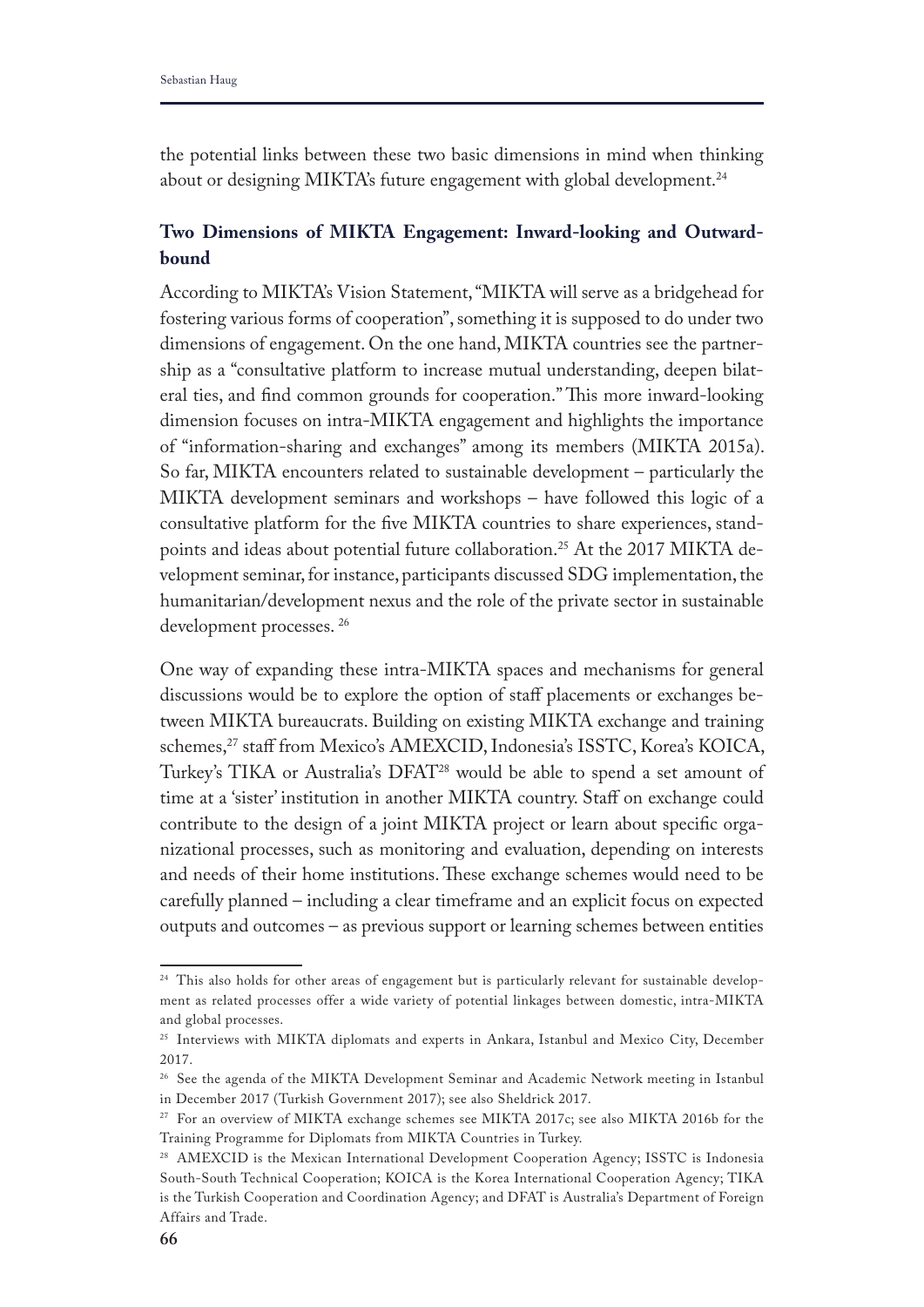the potential links between these two basic dimensions in mind when thinking about or designing MIKTA's future engagement with global development.[24]

## Two Dimensions of MIKTA Engagement: Inward-looking and Outward-bound

According to MIKTA's Vision Statement, "MIKTA will serve as a bridgehead for fostering various forms of cooperation", something it is supposed to do under two dimensions of engagement. On the one hand, MIKTA countries see the partnership as a "consultative platform to increase mutual understanding, deepen bilateral ties, and find common grounds for cooperation." This more inward-looking dimension focuses on intra-MIKTA engagement and highlights the importance of "information-sharing and exchanges" among its members (MIKTA 2015a). So far, MIKTA encounters related to sustainable development – particularly the MIKTA development seminars and workshops – have followed this logic of a consultative platform for the five MIKTA countries to share experiences, standpoints and ideas about potential future collaboration.[25] At the 2017 MIKTA development seminar, for instance, participants discussed SDG implementation, the humanitarian/development nexus and the role of the private sector in sustainable development processes. [26]

One way of expanding these intra-MIKTA spaces and mechanisms for general discussions would be to explore the option of staff placements or exchanges between MIKTA bureaucrats. Building on existing MIKTA exchange and training schemes,[27] staff from Mexico's AMEXCID, Indonesia's ISSTC, Korea's KOICA, Turkey's TIKA or Australia's DFAT[28] would be able to spend a set amount of time at a 'sister' institution in another MIKTA country. Staff on exchange could contribute to the design of a joint MIKTA project or learn about specific organizational processes, such as monitoring and evaluation, depending on interests and needs of their home institutions. These exchange schemes would need to be carefully planned – including a clear timeframe and an explicit focus on expected outputs and outcomes – as previous support or learning schemes between entities

---

[24] This also holds for other areas of engagement but is particularly relevant for sustainable development as related processes offer a wide variety of potential linkages between domestic, intra-MIKTA and global processes.

[25] Interviews with MIKTA diplomats and experts in Ankara, Istanbul and Mexico City, December 2017.

[26] See the agenda of the MIKTA Development Seminar and Academic Network meeting in Istanbul in December 2017 (Turkish Government 2017); see also Sheldrick 2017.

[27] For an overview of MIKTA exchange schemes see MIKTA 2017c; see also MIKTA 2016b for the Training Programme for Diplomats from MIKTA Countries in Turkey.

[28] AMEXCID is the Mexican International Development Cooperation Agency; ISSTC is Indonesia South-South Technical Cooperation; KOICA is the Korea International Cooperation Agency; TIKA is the Turkish Cooperation and Coordination Agency; and DFAT is Australia's Department of Foreign Affairs and Trade.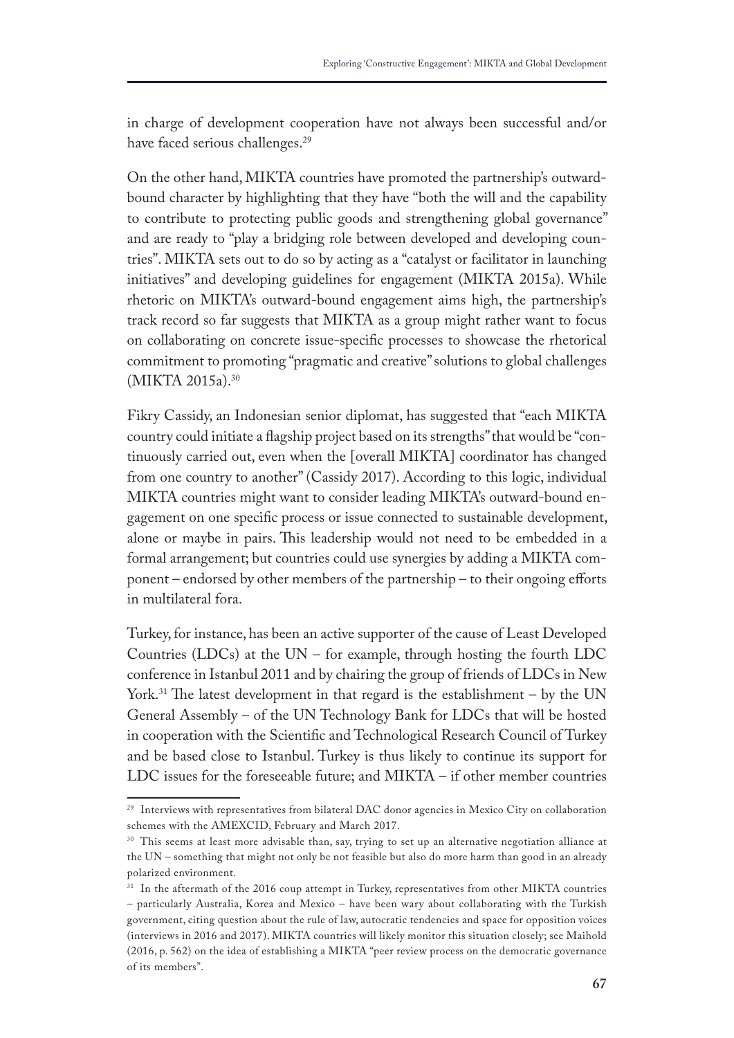in charge of development cooperation have not always been successful and/or have faced serious challenges.[29]

On the other hand, MIKTA countries have promoted the partnership's outward-bound character by highlighting that they have "both the will and the capability to contribute to protecting public goods and strengthening global governance" and are ready to "play a bridging role between developed and developing countries". MIKTA sets out to do so by acting as a "catalyst or facilitator in launching initiatives" and developing guidelines for engagement (MIKTA 2015a). While rhetoric on MIKTA's outward-bound engagement aims high, the partnership's track record so far suggests that MIKTA as a group might rather want to focus on collaborating on concrete issue-specific processes to showcase the rhetorical commitment to promoting "pragmatic and creative" solutions to global challenges (MIKTA 2015a).[30]

Fikry Cassidy, an Indonesian senior diplomat, has suggested that "each MIKTA country could initiate a flagship project based on its strengths" that would be "continuously carried out, even when the [overall MIKTA] coordinator has changed from one country to another" (Cassidy 2017). According to this logic, individual MIKTA countries might want to consider leading MIKTA's outward-bound engagement on one specific process or issue connected to sustainable development, alone or maybe in pairs. This leadership would not need to be embedded in a formal arrangement; but countries could use synergies by adding a MIKTA component – endorsed by other members of the partnership – to their ongoing efforts in multilateral fora.

Turkey, for instance, has been an active supporter of the cause of Least Developed Countries (LDCs) at the UN – for example, through hosting the fourth LDC conference in Istanbul 2011 and by chairing the group of friends of LDCs in New York.[31] The latest development in that regard is the establishment – by the UN General Assembly – of the UN Technology Bank for LDCs that will be hosted in cooperation with the Scientific and Technological Research Council of Turkey and be based close to Istanbul. Turkey is thus likely to continue its support for LDC issues for the foreseeable future; and MIKTA – if other member countries

---

[29] Interviews with representatives from bilateral DAC donor agencies in Mexico City on collaboration schemes with the AMEXCID, February and March 2017.

[30] This seems at least more advisable than, say, trying to set up an alternative negotiation alliance at the UN – something that might not only be not feasible but also do more harm than good in an already polarized environment.

[31] In the aftermath of the 2016 coup attempt in Turkey, representatives from other MIKTA countries – particularly Australia, Korea and Mexico – have been wary about collaborating with the Turkish government, citing question about the rule of law, autocratic tendencies and space for opposition voices (interviews in 2016 and 2017). MIKTA countries will likely monitor this situation closely; see Maihold (2016, p. 562) on the idea of establishing a MIKTA "peer review process on the democratic governance of its members".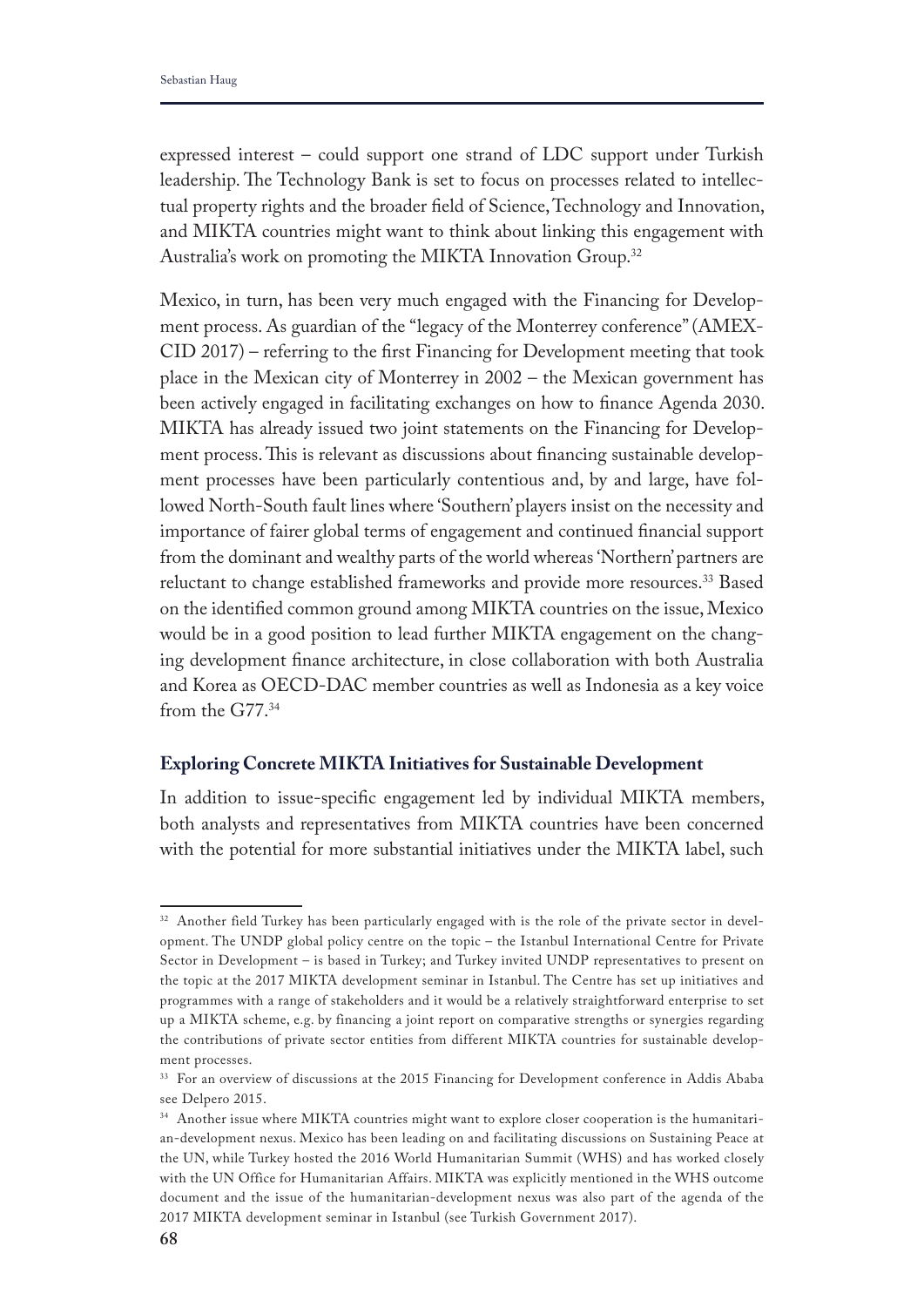expressed interest – could support one strand of LDC support under Turkish leadership. The Technology Bank is set to focus on processes related to intellectual property rights and the broader field of Science, Technology and Innovation, and MIKTA countries might want to think about linking this engagement with Australia's work on promoting the MIKTA Innovation Group.[32]

Mexico, in turn, has been very much engaged with the Financing for Development process. As guardian of the "legacy of the Monterrey conference" (AMEXCID 2017) – referring to the first Financing for Development meeting that took place in the Mexican city of Monterrey in 2002 – the Mexican government has been actively engaged in facilitating exchanges on how to finance Agenda 2030. MIKTA has already issued two joint statements on the Financing for Development process. This is relevant as discussions about financing sustainable development processes have been particularly contentious and, by and large, have followed North-South fault lines where 'Southern' players insist on the necessity and importance of fairer global terms of engagement and continued financial support from the dominant and wealthy parts of the world whereas 'Northern' partners are reluctant to change established frameworks and provide more resources.[33] Based on the identified common ground among MIKTA countries on the issue, Mexico would be in a good position to lead further MIKTA engagement on the changing development finance architecture, in close collaboration with both Australia and Korea as OECD-DAC member countries as well as Indonesia as a key voice from the G77.[34]

### Exploring Concrete MIKTA Initiatives for Sustainable Development

In addition to issue-specific engagement led by individual MIKTA members, both analysts and representatives from MIKTA countries have been concerned with the potential for more substantial initiatives under the MIKTA label, such

---

[32] Another field Turkey has been particularly engaged with is the role of the private sector in development. The UNDP global policy centre on the topic – the Istanbul International Centre for Private Sector in Development – is based in Turkey; and Turkey invited UNDP representatives to present on the topic at the 2017 MIKTA development seminar in Istanbul. The Centre has set up initiatives and programmes with a range of stakeholders and it would be a relatively straightforward enterprise to set up a MIKTA scheme, e.g. by financing a joint report on comparative strengths or synergies regarding the contributions of private sector entities from different MIKTA countries for sustainable development processes.

[33] For an overview of discussions at the 2015 Financing for Development conference in Addis Ababa see Delpero 2015.

[34] Another issue where MIKTA countries might want to explore closer cooperation is the humanitarian-development nexus. Mexico has been leading on and facilitating discussions on Sustaining Peace at the UN, while Turkey hosted the 2016 World Humanitarian Summit (WHS) and has worked closely with the UN Office for Humanitarian Affairs. MIKTA was explicitly mentioned in the WHS outcome document and the issue of the humanitarian-development nexus was also part of the agenda of the 2017 MIKTA development seminar in Istanbul (see Turkish Government 2017).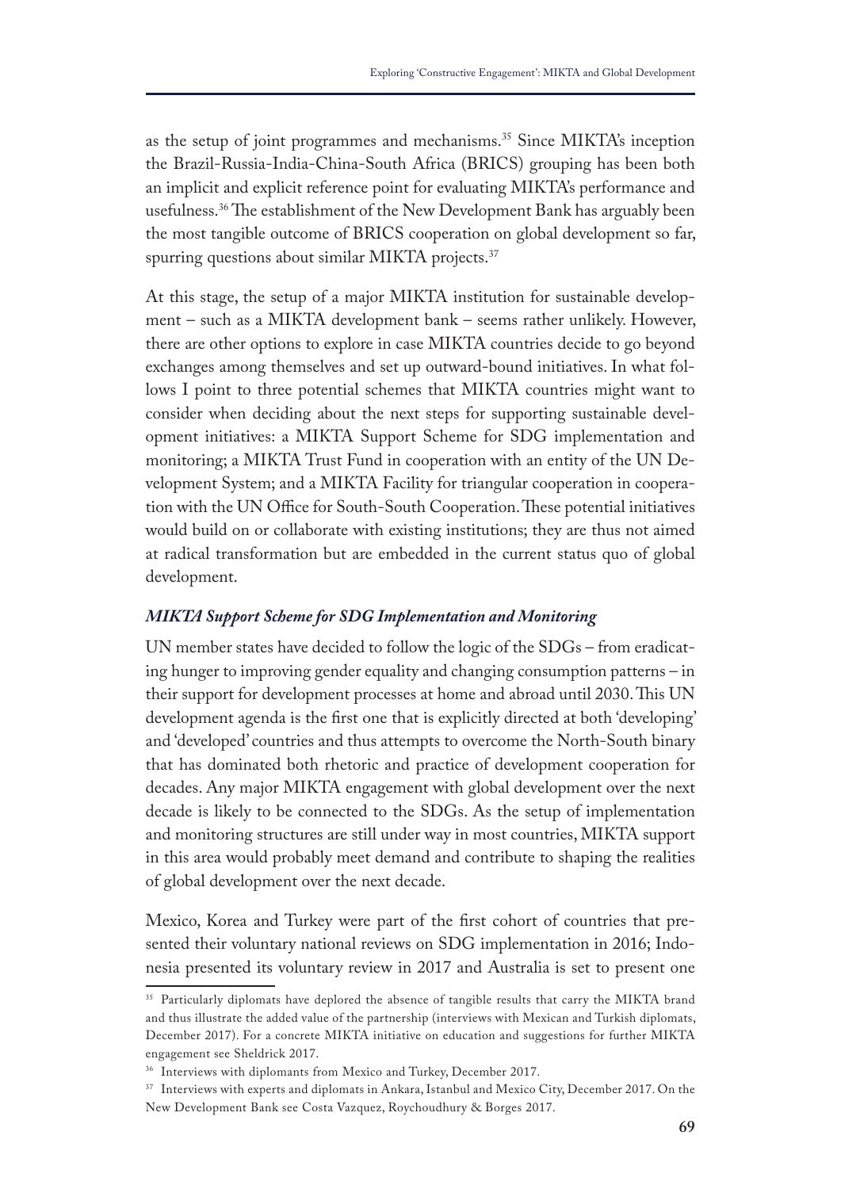as the setup of joint programmes and mechanisms.[35] Since MIKTA's inception the Brazil-Russia-India-China-South Africa (BRICS) grouping has been both an implicit and explicit reference point for evaluating MIKTA's performance and usefulness.[36] The establishment of the New Development Bank has arguably been the most tangible outcome of BRICS cooperation on global development so far, spurring questions about similar MIKTA projects.[37]

At this stage, the setup of a major MIKTA institution for sustainable development – such as a MIKTA development bank – seems rather unlikely. However, there are other options to explore in case MIKTA countries decide to go beyond exchanges among themselves and set up outward-bound initiatives. In what follows I point to three potential schemes that MIKTA countries might want to consider when deciding about the next steps for supporting sustainable development initiatives: a MIKTA Support Scheme for SDG implementation and monitoring; a MIKTA Trust Fund in cooperation with an entity of the UN Development System; and a MIKTA Facility for triangular cooperation in cooperation with the UN Office for South-South Cooperation. These potential initiatives would build on or collaborate with existing institutions; they are thus not aimed at radical transformation but are embedded in the current status quo of global development.

### *MIKTA Support Scheme for SDG Implementation and Monitoring*

UN member states have decided to follow the logic of the SDGs – from eradicating hunger to improving gender equality and changing consumption patterns – in their support for development processes at home and abroad until 2030. This UN development agenda is the first one that is explicitly directed at both 'developing' and 'developed' countries and thus attempts to overcome the North-South binary that has dominated both rhetoric and practice of development cooperation for decades. Any major MIKTA engagement with global development over the next decade is likely to be connected to the SDGs. As the setup of implementation and monitoring structures are still under way in most countries, MIKTA support in this area would probably meet demand and contribute to shaping the realities of global development over the next decade.

Mexico, Korea and Turkey were part of the first cohort of countries that presented their voluntary national reviews on SDG implementation in 2016; Indonesia presented its voluntary review in 2017 and Australia is set to present one

---

[35] Particularly diplomats have deplored the absence of tangible results that carry the MIKTA brand and thus illustrate the added value of the partnership (interviews with Mexican and Turkish diplomats, December 2017). For a concrete MIKTA initiative on education and suggestions for further MIKTA engagement see Sheldrick 2017.

[36] Interviews with diplomants from Mexico and Turkey, December 2017.

[37] Interviews with experts and diplomats in Ankara, Istanbul and Mexico City, December 2017. On the New Development Bank see Costa Vazquez, Roychoudhury & Borges 2017.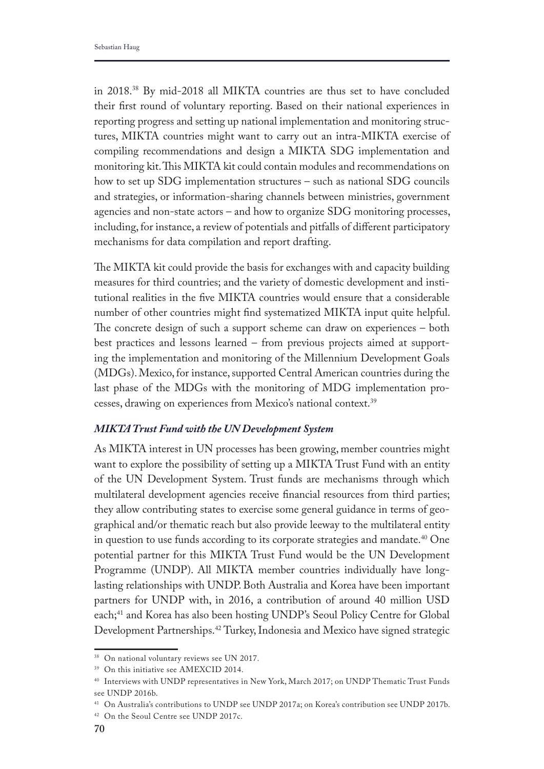in 2018.[38] By mid-2018 all MIKTA countries are thus set to have concluded their first round of voluntary reporting. Based on their national experiences in reporting progress and setting up national implementation and monitoring structures, MIKTA countries might want to carry out an intra-MIKTA exercise of compiling recommendations and design a MIKTA SDG implementation and monitoring kit. This MIKTA kit could contain modules and recommendations on how to set up SDG implementation structures – such as national SDG councils and strategies, or information-sharing channels between ministries, government agencies and non-state actors – and how to organize SDG monitoring processes, including, for instance, a review of potentials and pitfalls of different participatory mechanisms for data compilation and report drafting.

The MIKTA kit could provide the basis for exchanges with and capacity building measures for third countries; and the variety of domestic development and institutional realities in the five MIKTA countries would ensure that a considerable number of other countries might find systematized MIKTA input quite helpful. The concrete design of such a support scheme can draw on experiences – both best practices and lessons learned – from previous projects aimed at supporting the implementation and monitoring of the Millennium Development Goals (MDGs). Mexico, for instance, supported Central American countries during the last phase of the MDGs with the monitoring of MDG implementation processes, drawing on experiences from Mexico's national context.[39]

### *MIKTA Trust Fund with the UN Development System*

As MIKTA interest in UN processes has been growing, member countries might want to explore the possibility of setting up a MIKTA Trust Fund with an entity of the UN Development System. Trust funds are mechanisms through which multilateral development agencies receive financial resources from third parties; they allow contributing states to exercise some general guidance in terms of geographical and/or thematic reach but also provide leeway to the multilateral entity in question to use funds according to its corporate strategies and mandate.[40] One potential partner for this MIKTA Trust Fund would be the UN Development Programme (UNDP). All MIKTA member countries individually have long-lasting relationships with UNDP. Both Australia and Korea have been important partners for UNDP with, in 2016, a contribution of around 40 million USD each;[41] and Korea has also been hosting UNDP's Seoul Policy Centre for Global Development Partnerships.[42] Turkey, Indonesia and Mexico have signed strategic

---

[38] On national voluntary reviews see UN 2017.

[39] On this initiative see AMEXCID 2014.

[40] Interviews with UNDP representatives in New York, March 2017; on UNDP Thematic Trust Funds see UNDP 2016b.

[41] On Australia's contributions to UNDP see UNDP 2017a; on Korea's contribution see UNDP 2017b.

[42] On the Seoul Centre see UNDP 2017c.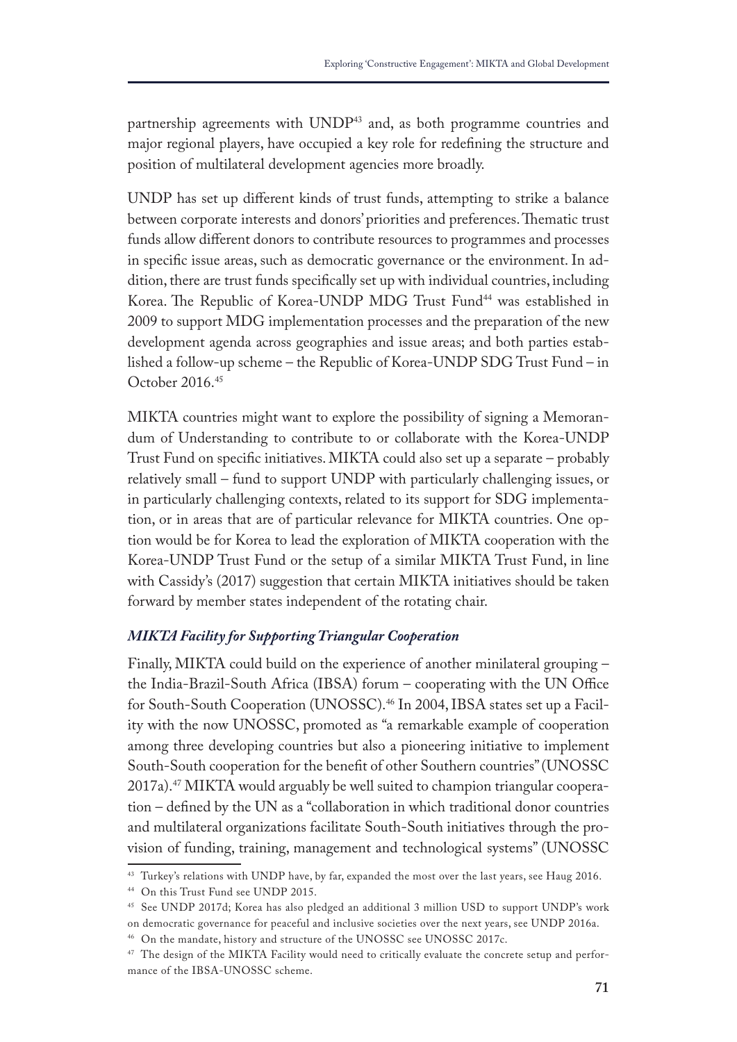partnership agreements with UNDP[43] and, as both programme countries and major regional players, have occupied a key role for redefining the structure and position of multilateral development agencies more broadly.

UNDP has set up different kinds of trust funds, attempting to strike a balance between corporate interests and donors' priorities and preferences. Thematic trust funds allow different donors to contribute resources to programmes and processes in specific issue areas, such as democratic governance or the environment. In addition, there are trust funds specifically set up with individual countries, including Korea. The Republic of Korea-UNDP MDG Trust Fund[44] was established in 2009 to support MDG implementation processes and the preparation of the new development agenda across geographies and issue areas; and both parties established a follow-up scheme – the Republic of Korea-UNDP SDG Trust Fund – in October 2016.[45]

MIKTA countries might want to explore the possibility of signing a Memorandum of Understanding to contribute to or collaborate with the Korea-UNDP Trust Fund on specific initiatives. MIKTA could also set up a separate – probably relatively small – fund to support UNDP with particularly challenging issues, or in particularly challenging contexts, related to its support for SDG implementation, or in areas that are of particular relevance for MIKTA countries. One option would be for Korea to lead the exploration of MIKTA cooperation with the Korea-UNDP Trust Fund or the setup of a similar MIKTA Trust Fund, in line with Cassidy's (2017) suggestion that certain MIKTA initiatives should be taken forward by member states independent of the rotating chair.

### *MIKTA Facility for Supporting Triangular Cooperation*

Finally, MIKTA could build on the experience of another minilateral grouping – the India-Brazil-South Africa (IBSA) forum – cooperating with the UN Office for South-South Cooperation (UNOSSC).[46] In 2004, IBSA states set up a Facility with the now UNOSSC, promoted as "a remarkable example of cooperation among three developing countries but also a pioneering initiative to implement South-South cooperation for the benefit of other Southern countries" (UNOSSC 2017a).[47] MIKTA would arguably be well suited to champion triangular cooperation – defined by the UN as a "collaboration in which traditional donor countries and multilateral organizations facilitate South-South initiatives through the provision of funding, training, management and technological systems" (UNOSSC

---

[43] Turkey's relations with UNDP have, by far, expanded the most over the last years, see Haug 2016.

[44] On this Trust Fund see UNDP 2015.

[45] See UNDP 2017d; Korea has also pledged an additional 3 million USD to support UNDP's work on democratic governance for peaceful and inclusive societies over the next years, see UNDP 2016a.

[46] On the mandate, history and structure of the UNOSSC see UNOSSC 2017c.

[47] The design of the MIKTA Facility would need to critically evaluate the concrete setup and performance of the IBSA-UNOSSC scheme.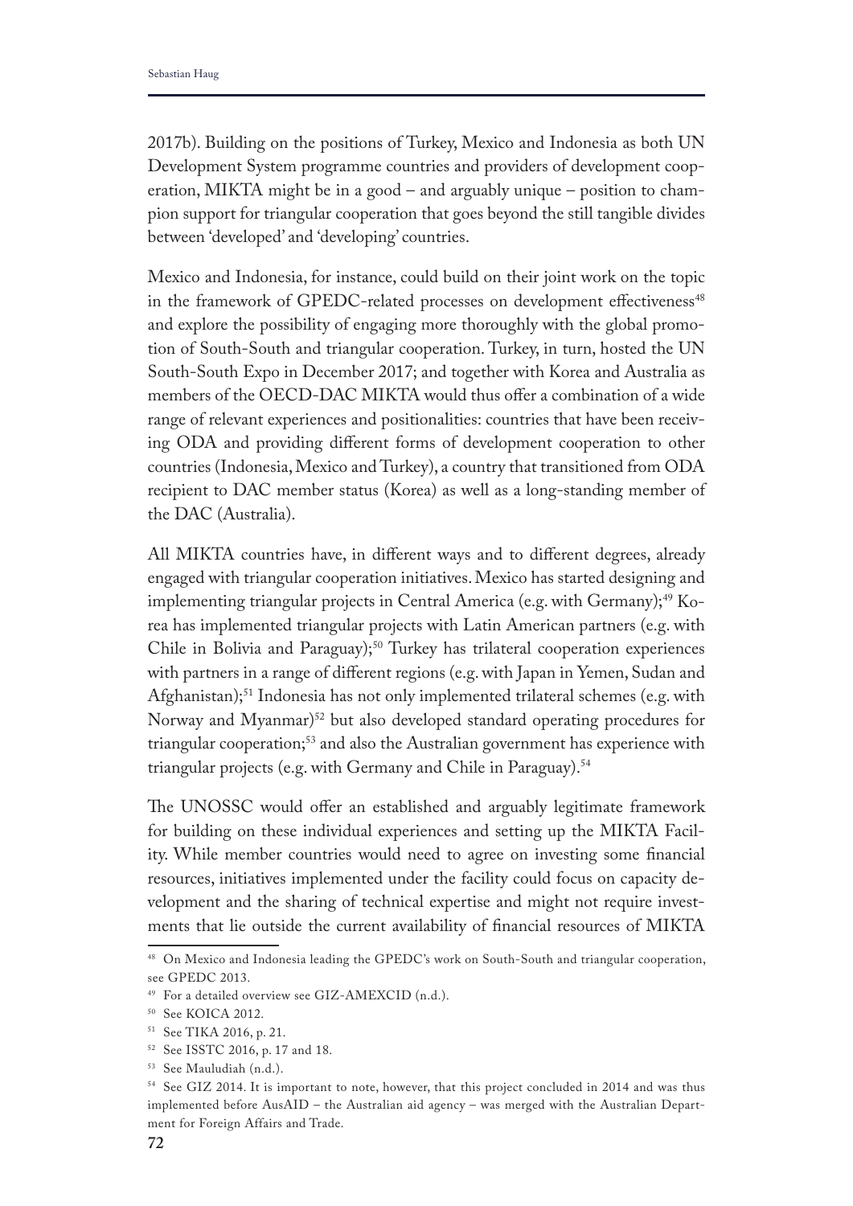2017b). Building on the positions of Turkey, Mexico and Indonesia as both UN Development System programme countries and providers of development cooperation, MIKTA might be in a good – and arguably unique – position to champion support for triangular cooperation that goes beyond the still tangible divides between 'developed' and 'developing' countries.

Mexico and Indonesia, for instance, could build on their joint work on the topic in the framework of GPEDC-related processes on development effectiveness[48] and explore the possibility of engaging more thoroughly with the global promotion of South-South and triangular cooperation. Turkey, in turn, hosted the UN South-South Expo in December 2017; and together with Korea and Australia as members of the OECD-DAC MIKTA would thus offer a combination of a wide range of relevant experiences and positionalities: countries that have been receiving ODA and providing different forms of development cooperation to other countries (Indonesia, Mexico and Turkey), a country that transitioned from ODA recipient to DAC member status (Korea) as well as a long-standing member of the DAC (Australia).

All MIKTA countries have, in different ways and to different degrees, already engaged with triangular cooperation initiatives. Mexico has started designing and implementing triangular projects in Central America (e.g. with Germany);[49] Korea has implemented triangular projects with Latin American partners (e.g. with Chile in Bolivia and Paraguay);[50] Turkey has trilateral cooperation experiences with partners in a range of different regions (e.g. with Japan in Yemen, Sudan and Afghanistan);[51] Indonesia has not only implemented trilateral schemes (e.g. with Norway and Myanmar)[52] but also developed standard operating procedures for triangular cooperation;[53] and also the Australian government has experience with triangular projects (e.g. with Germany and Chile in Paraguay).[54]

The UNOSSC would offer an established and arguably legitimate framework for building on these individual experiences and setting up the MIKTA Facility. While member countries would need to agree on investing some financial resources, initiatives implemented under the facility could focus on capacity development and the sharing of technical expertise and might not require investments that lie outside the current availability of financial resources of MIKTA

[48] On Mexico and Indonesia leading the GPEDC's work on South-South and triangular cooperation, see GPEDC 2013.

[49] For a detailed overview see GIZ-AMEXCID (n.d.).

[50] See KOICA 2012.

[51] See TIKA 2016, p. 21.

[52] See ISSTC 2016, p. 17 and 18.

[53] See Mauludiah (n.d.).

[54] See GIZ 2014. It is important to note, however, that this project concluded in 2014 and was thus implemented before AusAID – the Australian aid agency – was merged with the Australian Department for Foreign Affairs and Trade.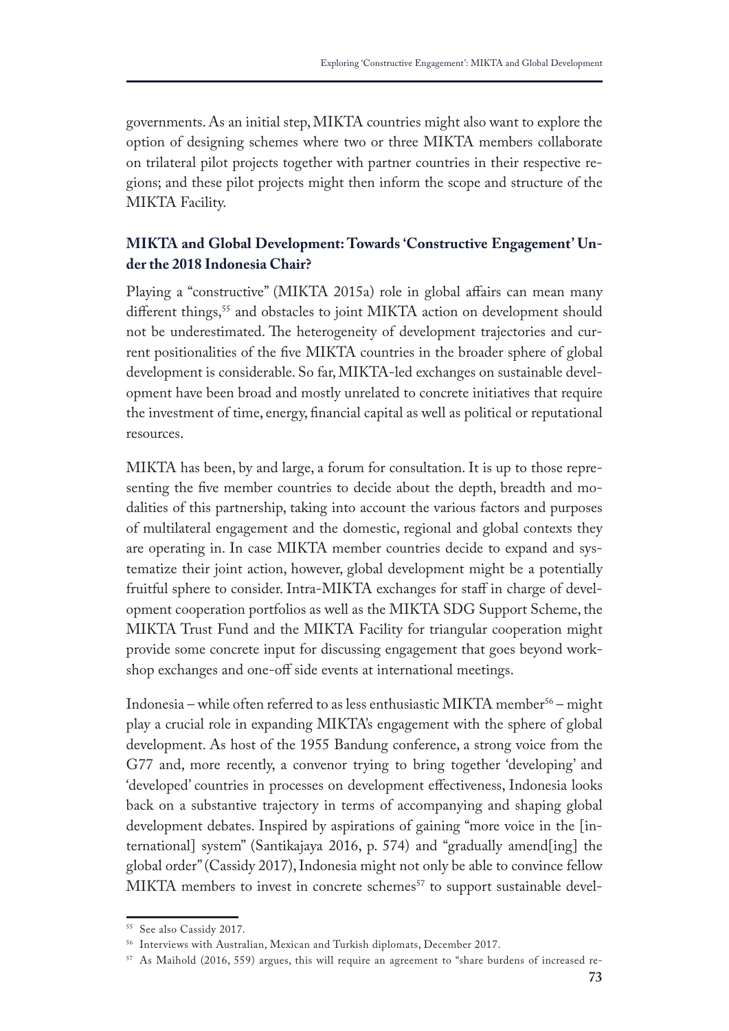governments. As an initial step, MIKTA countries might also want to explore the option of designing schemes where two or three MIKTA members collaborate on trilateral pilot projects together with partner countries in their respective regions; and these pilot projects might then inform the scope and structure of the MIKTA Facility.

## MIKTA and Global Development: Towards 'Constructive Engagement' Under the 2018 Indonesia Chair?

Playing a "constructive" (MIKTA 2015a) role in global affairs can mean many different things,[55] and obstacles to joint MIKTA action on development should not be underestimated. The heterogeneity of development trajectories and current positionalities of the five MIKTA countries in the broader sphere of global development is considerable. So far, MIKTA-led exchanges on sustainable development have been broad and mostly unrelated to concrete initiatives that require the investment of time, energy, financial capital as well as political or reputational resources.

MIKTA has been, by and large, a forum for consultation. It is up to those representing the five member countries to decide about the depth, breadth and modalities of this partnership, taking into account the various factors and purposes of multilateral engagement and the domestic, regional and global contexts they are operating in. In case MIKTA member countries decide to expand and systematize their joint action, however, global development might be a potentially fruitful sphere to consider. Intra-MIKTA exchanges for staff in charge of development cooperation portfolios as well as the MIKTA SDG Support Scheme, the MIKTA Trust Fund and the MIKTA Facility for triangular cooperation might provide some concrete input for discussing engagement that goes beyond workshop exchanges and one-off side events at international meetings.

Indonesia – while often referred to as less enthusiastic MIKTA member[56] – might play a crucial role in expanding MIKTA's engagement with the sphere of global development. As host of the 1955 Bandung conference, a strong voice from the G77 and, more recently, a convenor trying to bring together 'developing' and 'developed' countries in processes on development effectiveness, Indonesia looks back on a substantive trajectory in terms of accompanying and shaping global development debates. Inspired by aspirations of gaining "more voice in the [international] system" (Santikajaya 2016, p. 574) and "gradually amend[ing] the global order" (Cassidy 2017), Indonesia might not only be able to convince fellow MIKTA members to invest in concrete schemes[57] to support sustainable devel-

---

[55] See also Cassidy 2017.

[56] Interviews with Australian, Mexican and Turkish diplomats, December 2017.

[57] As Maihold (2016, 559) argues, this will require an agreement to "share burdens of increased re-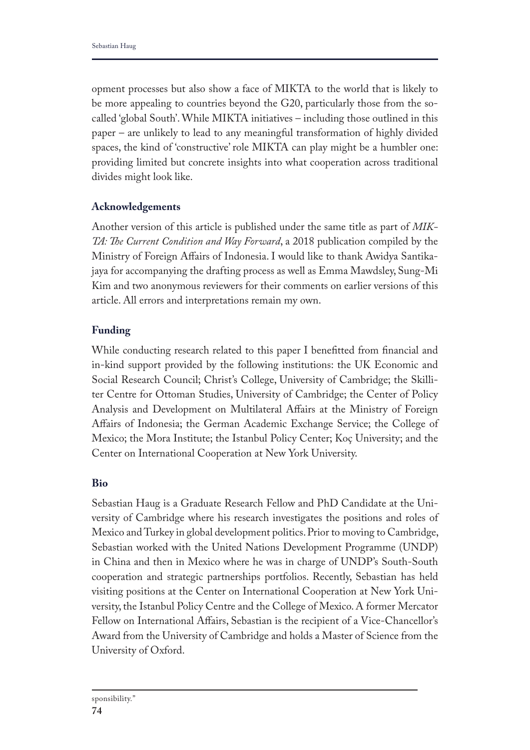opment processes but also show a face of MIKTA to the world that is likely to be more appealing to countries beyond the G20, particularly those from the so-called 'global South'. While MIKTA initiatives – including those outlined in this paper – are unlikely to lead to any meaningful transformation of highly divided spaces, the kind of 'constructive' role MIKTA can play might be a humbler one: providing limited but concrete insights into what cooperation across traditional divides might look like.

## Acknowledgements

Another version of this article is published under the same title as part of *MIKTA: The Current Condition and Way Forward*, a 2018 publication compiled by the Ministry of Foreign Affairs of Indonesia. I would like to thank Awidya Santikajaya for accompanying the drafting process as well as Emma Mawdsley, Sung-Mi Kim and two anonymous reviewers for their comments on earlier versions of this article. All errors and interpretations remain my own.

## Funding

While conducting research related to this paper I benefitted from financial and in-kind support provided by the following institutions: the UK Economic and Social Research Council; Christ's College, University of Cambridge; the Skilliter Centre for Ottoman Studies, University of Cambridge; the Center of Policy Analysis and Development on Multilateral Affairs at the Ministry of Foreign Affairs of Indonesia; the German Academic Exchange Service; the College of Mexico; the Mora Institute; the Istanbul Policy Center; Koç University; and the Center on International Cooperation at New York University.

## Bio

Sebastian Haug is a Graduate Research Fellow and PhD Candidate at the University of Cambridge where his research investigates the positions and roles of Mexico and Turkey in global development politics. Prior to moving to Cambridge, Sebastian worked with the United Nations Development Programme (UNDP) in China and then in Mexico where he was in charge of UNDP's South-South cooperation and strategic partnerships portfolios. Recently, Sebastian has held visiting positions at the Center on International Cooperation at New York University, the Istanbul Policy Centre and the College of Mexico. A former Mercator Fellow on International Affairs, Sebastian is the recipient of a Vice-Chancellor's Award from the University of Cambridge and holds a Master of Science from the University of Oxford.

sponsibility."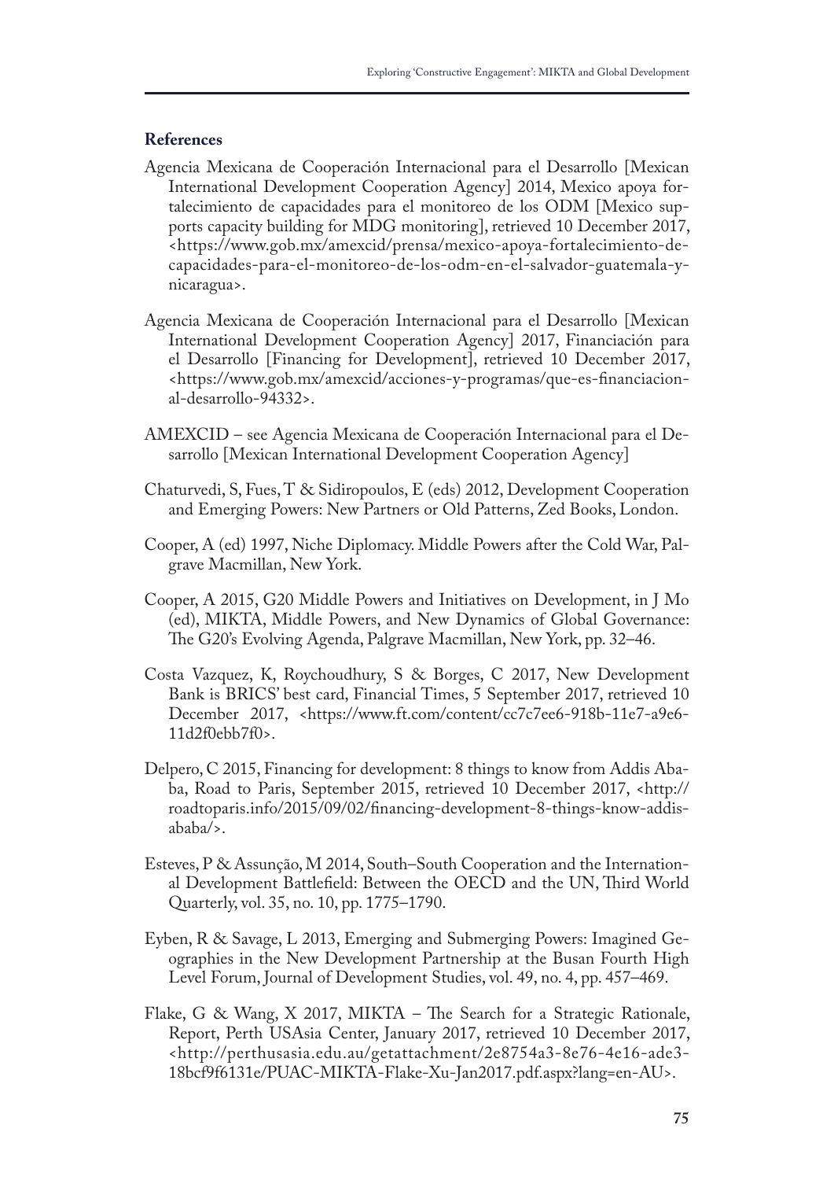**References**

Agencia Mexicana de Cooperación Internacional para el Desarrollo [Mexican International Development Cooperation Agency] 2014, Mexico apoya fortalecimiento de capacidades para el monitoreo de los ODM [Mexico supports capacity building for MDG monitoring], retrieved 10 December 2017, <https://www.gob.mx/amexcid/prensa/mexico-apoya-fortalecimiento-de-capacidades-para-el-monitoreo-de-los-odm-en-el-salvador-guatemala-y-nicaragua>.

Agencia Mexicana de Cooperación Internacional para el Desarrollo [Mexican International Development Cooperation Agency] 2017, Financiación para el Desarrollo [Financing for Development], retrieved 10 December 2017, <https://www.gob.mx/amexcid/acciones-y-programas/que-es-financiacion-al-desarrollo-94332>.

AMEXCID – see Agencia Mexicana de Cooperación Internacional para el Desarrollo [Mexican International Development Cooperation Agency]

Chaturvedi, S, Fues, T & Sidiropoulos, E (eds) 2012, Development Cooperation and Emerging Powers: New Partners or Old Patterns, Zed Books, London.

Cooper, A (ed) 1997, Niche Diplomacy. Middle Powers after the Cold War, Palgrave Macmillan, New York.

Cooper, A 2015, G20 Middle Powers and Initiatives on Development, in J Mo (ed), MIKTA, Middle Powers, and New Dynamics of Global Governance: The G20's Evolving Agenda, Palgrave Macmillan, New York, pp. 32–46.

Costa Vazquez, K, Roychoudhury, S & Borges, C 2017, New Development Bank is BRICS' best card, Financial Times, 5 September 2017, retrieved 10 December 2017, <https://www.ft.com/content/cc7c7ee6-918b-11e7-a9e6-11d2f0ebb7f0>.

Delpero, C 2015, Financing for development: 8 things to know from Addis Ababa, Road to Paris, September 2015, retrieved 10 December 2017, <http://roadtoparis.info/2015/09/02/financing-development-8-things-know-addis-ababa/>.

Esteves, P & Assunção, M 2014, South–South Cooperation and the International Development Battlefield: Between the OECD and the UN, Third World Quarterly, vol. 35, no. 10, pp. 1775–1790.

Eyben, R & Savage, L 2013, Emerging and Submerging Powers: Imagined Geographies in the New Development Partnership at the Busan Fourth High Level Forum, Journal of Development Studies, vol. 49, no. 4, pp. 457–469.

Flake, G & Wang, X 2017, MIKTA – The Search for a Strategic Rationale, Report, Perth USAsia Center, January 2017, retrieved 10 December 2017, <http://perthusasia.edu.au/getattachment/2e8754a3-8e76-4e16-ade3-18bcf9f6131e/PUAC-MIKTA-Flake-Xu-Jan2017.pdf.aspx?lang=en-AU>.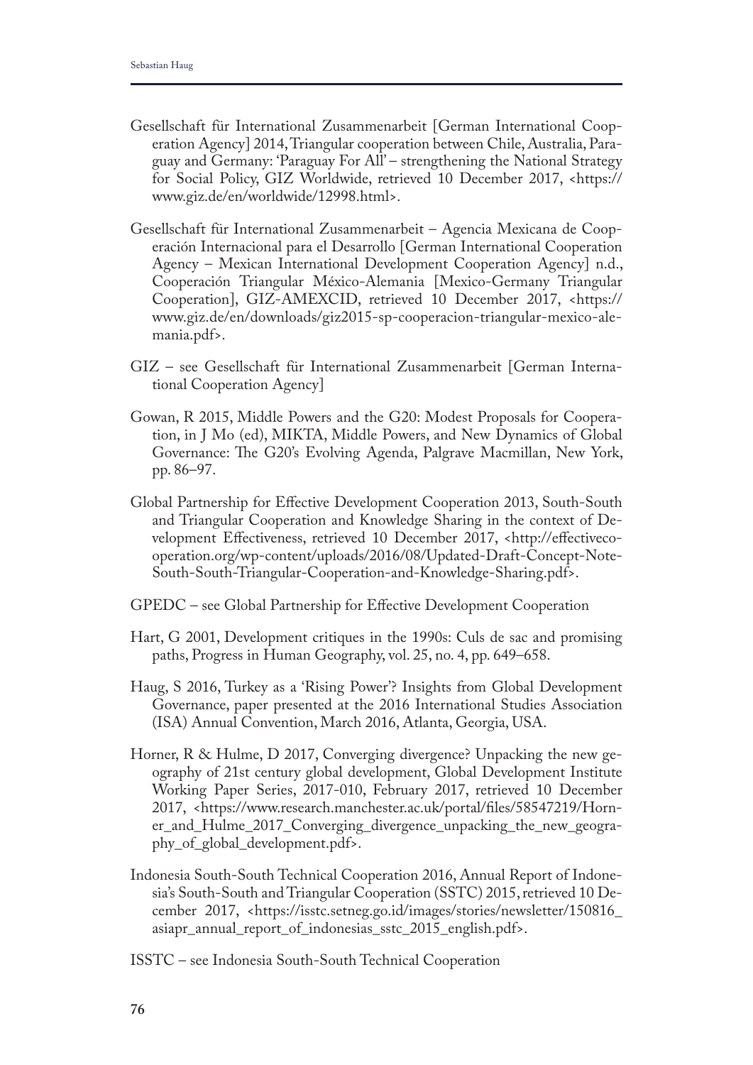Gesellschaft für International Zusammenarbeit [German International Cooperation Agency] 2014, Triangular cooperation between Chile, Australia, Paraguay and Germany: 'Paraguay For All' – strengthening the National Strategy for Social Policy, GIZ Worldwide, retrieved 10 December 2017, <https://www.giz.de/en/worldwide/12998.html>.

Gesellschaft für International Zusammenarbeit – Agencia Mexicana de Cooperación Internacional para el Desarrollo [German International Cooperation Agency – Mexican International Development Cooperation Agency] n.d., Cooperación Triangular México-Alemania [Mexico-Germany Triangular Cooperation], GIZ-AMEXCID, retrieved 10 December 2017, <https://www.giz.de/en/downloads/giz2015-sp-cooperacion-triangular-mexico-alemania.pdf>.

GIZ – see Gesellschaft für International Zusammenarbeit [German International Cooperation Agency]

Gowan, R 2015, Middle Powers and the G20: Modest Proposals for Cooperation, in J Mo (ed), MIKTA, Middle Powers, and New Dynamics of Global Governance: The G20's Evolving Agenda, Palgrave Macmillan, New York, pp. 86–97.

Global Partnership for Effective Development Cooperation 2013, South-South and Triangular Cooperation and Knowledge Sharing in the context of Development Effectiveness, retrieved 10 December 2017, <http://effectivecooperation.org/wp-content/uploads/2016/08/Updated-Draft-Concept-Note-South-South-Triangular-Cooperation-and-Knowledge-Sharing.pdf>.

GPEDC – see Global Partnership for Effective Development Cooperation

Hart, G 2001, Development critiques in the 1990s: Culs de sac and promising paths, Progress in Human Geography, vol. 25, no. 4, pp. 649–658.

Haug, S 2016, Turkey as a 'Rising Power'? Insights from Global Development Governance, paper presented at the 2016 International Studies Association (ISA) Annual Convention, March 2016, Atlanta, Georgia, USA.

Horner, R & Hulme, D 2017, Converging divergence? Unpacking the new geography of 21st century global development, Global Development Institute Working Paper Series, 2017-010, February 2017, retrieved 10 December 2017, <https://www.research.manchester.ac.uk/portal/files/58547219/Horner_and_Hulme_2017_Converging_divergence_unpacking_the_new_geography_of_global_development.pdf>.

Indonesia South-South Technical Cooperation 2016, Annual Report of Indonesia's South-South and Triangular Cooperation (SSTC) 2015, retrieved 10 December 2017, <https://isstc.setneg.go.id/images/stories/newsletter/150816_asiapr_annual_report_of_indonesias_sstc_2015_english.pdf>.

ISSTC – see Indonesia South-South Technical Cooperation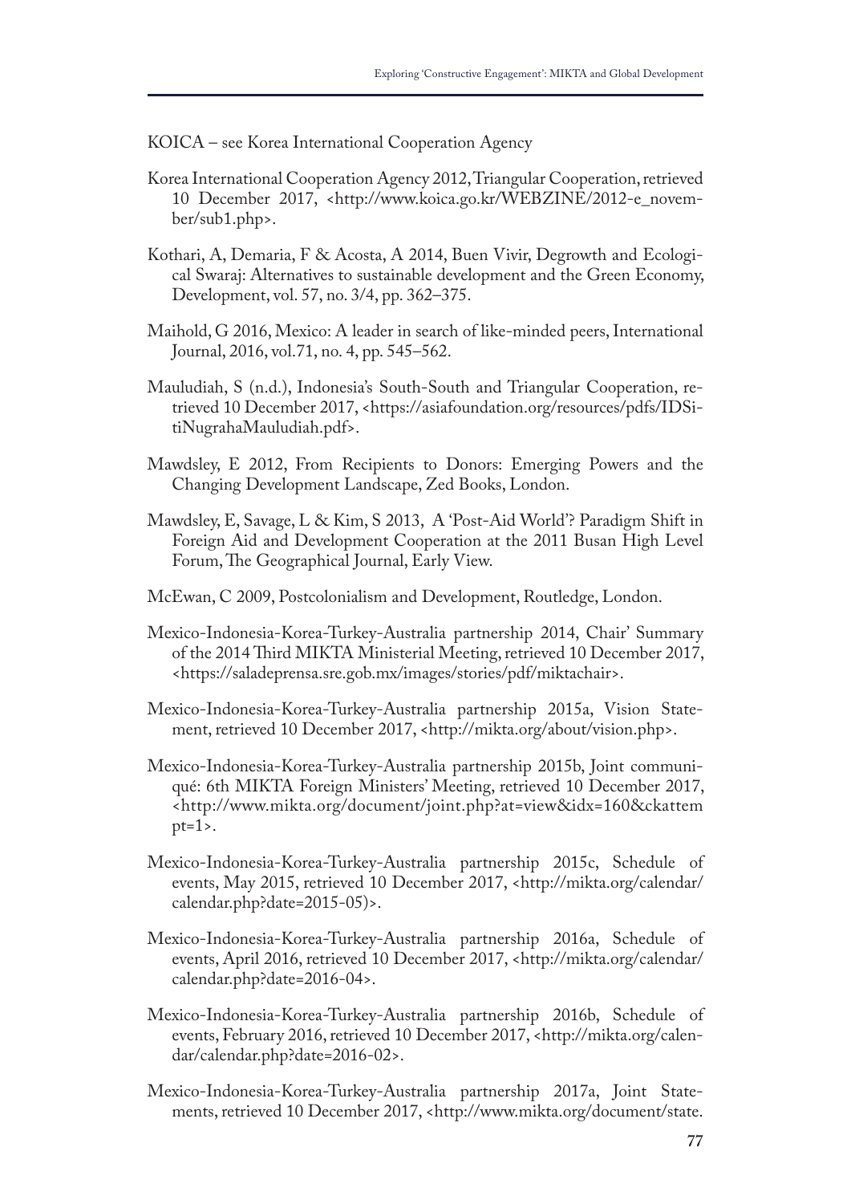KOICA – see Korea International Cooperation Agency

Korea International Cooperation Agency 2012, Triangular Cooperation, retrieved 10 December 2017, <http://www.koica.go.kr/WEBZINE/2012-e_november/sub1.php>.

Kothari, A, Demaria, F & Acosta, A 2014, Buen Vivir, Degrowth and Ecological Swaraj: Alternatives to sustainable development and the Green Economy, Development, vol. 57, no. 3/4, pp. 362–375.

Maihold, G 2016, Mexico: A leader in search of like-minded peers, International Journal, 2016, vol.71, no. 4, pp. 545–562.

Mauludiah, S (n.d.), Indonesia's South-South and Triangular Cooperation, retrieved 10 December 2017, <https://asiafoundation.org/resources/pdfs/IDSitiNugrahaMauludiah.pdf>.

Mawdsley, E 2012, From Recipients to Donors: Emerging Powers and the Changing Development Landscape, Zed Books, London.

Mawdsley, E, Savage, L & Kim, S 2013, A 'Post-Aid World'? Paradigm Shift in Foreign Aid and Development Cooperation at the 2011 Busan High Level Forum, The Geographical Journal, Early View.

McEwan, C 2009, Postcolonialism and Development, Routledge, London.

Mexico-Indonesia-Korea-Turkey-Australia partnership 2014, Chair' Summary of the 2014 Third MIKTA Ministerial Meeting, retrieved 10 December 2017, <https://saladeprensa.sre.gob.mx/images/stories/pdf/miktachair>.

Mexico-Indonesia-Korea-Turkey-Australia partnership 2015a, Vision Statement, retrieved 10 December 2017, <http://mikta.org/about/vision.php>.

Mexico-Indonesia-Korea-Turkey-Australia partnership 2015b, Joint communiqué: 6th MIKTA Foreign Ministers' Meeting, retrieved 10 December 2017, <http://www.mikta.org/document/joint.php?at=view&idx=160&ckattempt=1>.

Mexico-Indonesia-Korea-Turkey-Australia partnership 2015c, Schedule of events, May 2015, retrieved 10 December 2017, <http://mikta.org/calendar/calendar.php?date=2015-05)>.

Mexico-Indonesia-Korea-Turkey-Australia partnership 2016a, Schedule of events, April 2016, retrieved 10 December 2017, <http://mikta.org/calendar/calendar.php?date=2016-04>.

Mexico-Indonesia-Korea-Turkey-Australia partnership 2016b, Schedule of events, February 2016, retrieved 10 December 2017, <http://mikta.org/calendar/calendar.php?date=2016-02>.

Mexico-Indonesia-Korea-Turkey-Australia partnership 2017a, Joint Statements, retrieved 10 December 2017, <http://www.mikta.org/document/state.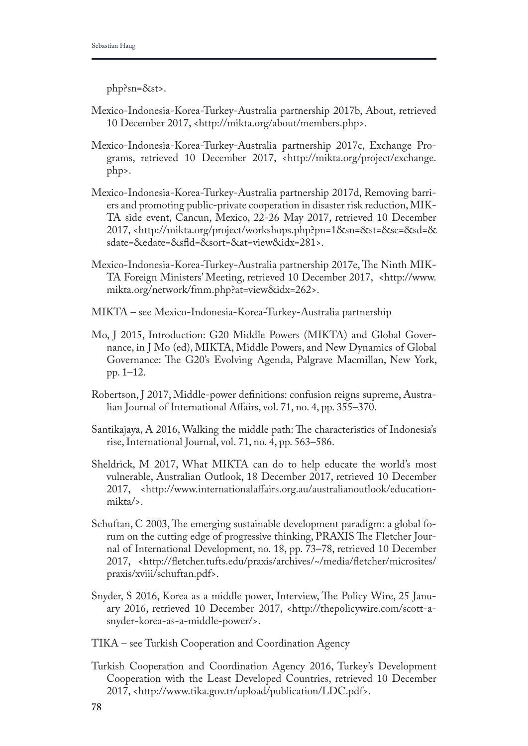php?sn=&st>.

Mexico-Indonesia-Korea-Turkey-Australia partnership 2017b, About, retrieved 10 December 2017, <http://mikta.org/about/members.php>.

Mexico-Indonesia-Korea-Turkey-Australia partnership 2017c, Exchange Programs, retrieved 10 December 2017, <http://mikta.org/project/exchange.php>.

Mexico-Indonesia-Korea-Turkey-Australia partnership 2017d, Removing barriers and promoting public-private cooperation in disaster risk reduction, MIKTA side event, Cancun, Mexico, 22-26 May 2017, retrieved 10 December 2017, <http://mikta.org/project/workshops.php?pn=1&sn=&st=&sc=&sd=&sdate=&edate=&sfld=&sort=&at=view&idx=281>.

Mexico-Indonesia-Korea-Turkey-Australia partnership 2017e, The Ninth MIKTA Foreign Ministers' Meeting, retrieved 10 December 2017, <http://www.mikta.org/network/fmm.php?at=view&idx=262>.

MIKTA – see Mexico-Indonesia-Korea-Turkey-Australia partnership

Mo, J 2015, Introduction: G20 Middle Powers (MIKTA) and Global Governance, in J Mo (ed), MIKTA, Middle Powers, and New Dynamics of Global Governance: The G20's Evolving Agenda, Palgrave Macmillan, New York, pp. 1–12.

Robertson, J 2017, Middle-power definitions: confusion reigns supreme, Australian Journal of International Affairs, vol. 71, no. 4, pp. 355–370.

Santikajaya, A 2016, Walking the middle path: The characteristics of Indonesia's rise, International Journal, vol. 71, no. 4, pp. 563–586.

Sheldrick, M 2017, What MIKTA can do to help educate the world's most vulnerable, Australian Outlook, 18 December 2017, retrieved 10 December 2017, <http://www.internationalaffairs.org.au/australianoutlook/education-mikta/>.

Schuftan, C 2003, The emerging sustainable development paradigm: a global forum on the cutting edge of progressive thinking, PRAXIS The Fletcher Journal of International Development, no. 18, pp. 73–78, retrieved 10 December 2017, <http://fletcher.tufts.edu/praxis/archives/~/media/fletcher/microsites/praxis/xviii/schuftan.pdf>.

Snyder, S 2016, Korea as a middle power, Interview, The Policy Wire, 25 January 2016, retrieved 10 December 2017, <http://thepolicywire.com/scott-a-snyder-korea-as-a-middle-power/>.

TIKA – see Turkish Cooperation and Coordination Agency

Turkish Cooperation and Coordination Agency 2016, Turkey's Development Cooperation with the Least Developed Countries, retrieved 10 December 2017, <http://www.tika.gov.tr/upload/publication/LDC.pdf>.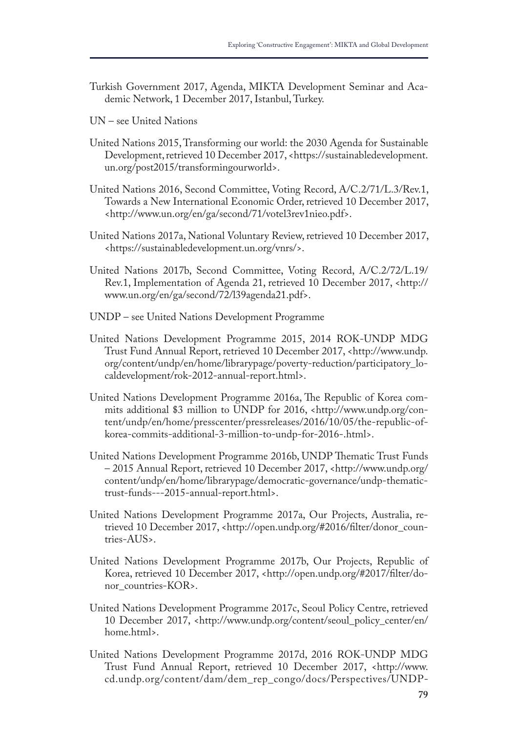Turkish Government 2017, Agenda, MIKTA Development Seminar and Academic Network, 1 December 2017, Istanbul, Turkey.

UN – see United Nations

United Nations 2015, Transforming our world: the 2030 Agenda for Sustainable Development, retrieved 10 December 2017, <https://sustainabledevelopment.un.org/post2015/transformingourworld>.

United Nations 2016, Second Committee, Voting Record, A/C.2/71/L.3/Rev.1, Towards a New International Economic Order, retrieved 10 December 2017, <http://www.un.org/en/ga/second/71/votel3rev1nieo.pdf>.

United Nations 2017a, National Voluntary Review, retrieved 10 December 2017, <https://sustainabledevelopment.un.org/vnrs/>.

United Nations 2017b, Second Committee, Voting Record, A/C.2/72/L.19/Rev.1, Implementation of Agenda 21, retrieved 10 December 2017, <http://www.un.org/en/ga/second/72/l39agenda21.pdf>.

UNDP – see United Nations Development Programme

United Nations Development Programme 2015, 2014 ROK-UNDP MDG Trust Fund Annual Report, retrieved 10 December 2017, <http://www.undp.org/content/undp/en/home/librarypage/poverty-reduction/participatory_localdevelopment/rok-2012-annual-report.html>.

United Nations Development Programme 2016a, The Republic of Korea commits additional $3 million to UNDP for 2016, <http://www.undp.org/content/undp/en/home/presscenter/pressreleases/2016/10/05/the-republic-of-korea-commits-additional-3-million-to-undp-for-2016-.html>.

United Nations Development Programme 2016b, UNDP Thematic Trust Funds – 2015 Annual Report, retrieved 10 December 2017, <http://www.undp.org/content/undp/en/home/librarypage/democratic-governance/undp-thematic-trust-funds---2015-annual-report.html>.

United Nations Development Programme 2017a, Our Projects, Australia, retrieved 10 December 2017, <http://open.undp.org/#2016/filter/donor_countries-AUS>.

United Nations Development Programme 2017b, Our Projects, Republic of Korea, retrieved 10 December 2017, <http://open.undp.org/#2017/filter/donor_countries-KOR>.

United Nations Development Programme 2017c, Seoul Policy Centre, retrieved 10 December 2017, <http://www.undp.org/content/seoul_policy_center/en/home.html>.

United Nations Development Programme 2017d, 2016 ROK-UNDP MDG Trust Fund Annual Report, retrieved 10 December 2017, <http://www.cd.undp.org/content/dam/dem_rep_congo/docs/Perspectives/UNDP-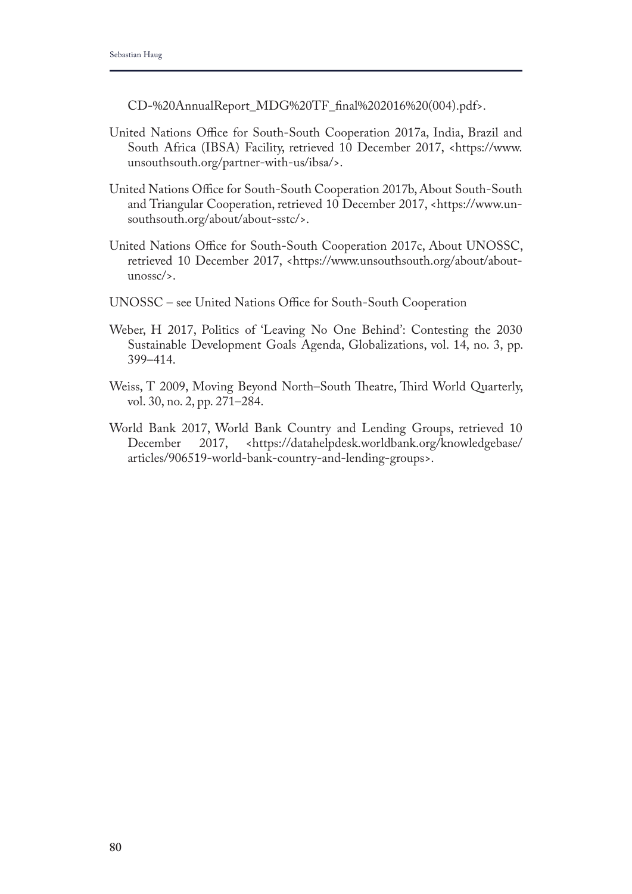CD-%20AnnualReport_MDG%20TF_final%202016%20(004).pdf>.

United Nations Office for South-South Cooperation 2017a, India, Brazil and South Africa (IBSA) Facility, retrieved 10 December 2017, <https://www.unsouthsouth.org/partner-with-us/ibsa/>.

United Nations Office for South-South Cooperation 2017b, About South-South and Triangular Cooperation, retrieved 10 December 2017, <https://www.unsouthsouth.org/about/about-sstc/>.

United Nations Office for South-South Cooperation 2017c, About UNOSSC, retrieved 10 December 2017, <https://www.unsouthsouth.org/about/about-unossc/>.

UNOSSC – see United Nations Office for South-South Cooperation

Weber, H 2017, Politics of 'Leaving No One Behind': Contesting the 2030 Sustainable Development Goals Agenda, Globalizations, vol. 14, no. 3, pp. 399–414.

Weiss, T 2009, Moving Beyond North–South Theatre, Third World Quarterly, vol. 30, no. 2, pp. 271–284.

World Bank 2017, World Bank Country and Lending Groups, retrieved 10 December 2017, <https://datahelpdesk.worldbank.org/knowledgebase/articles/906519-world-bank-country-and-lending-groups>.